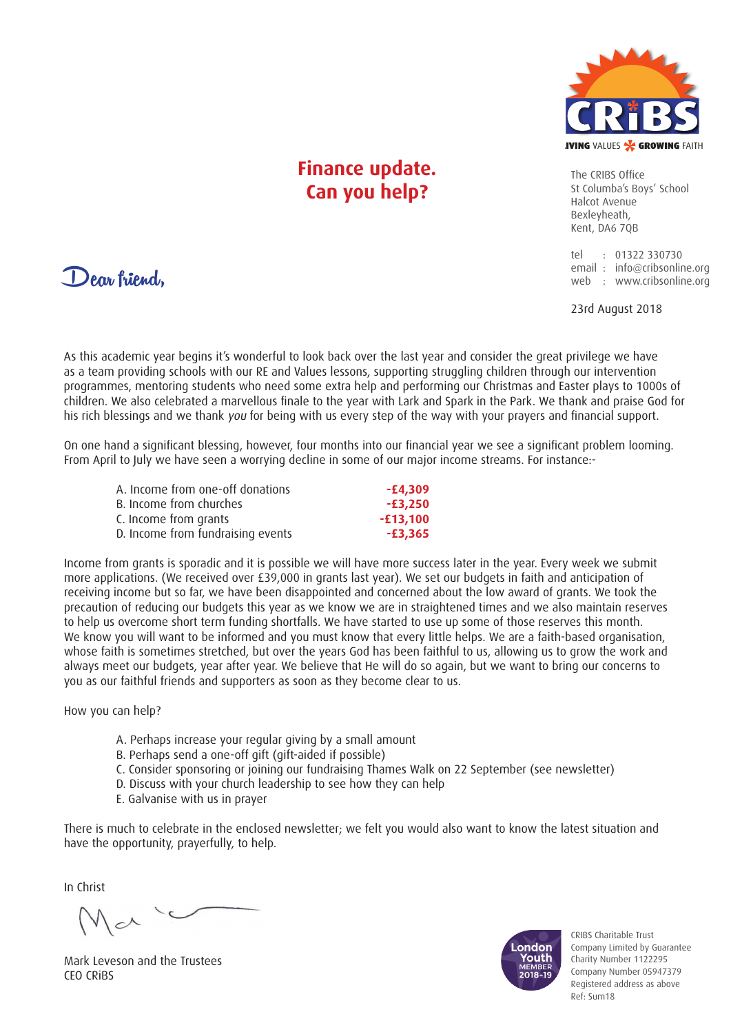CRiBS

LIVING VALUES GROWING FAITH

# Finance update. Can you help?

The CRIBS Office
St Columba's Boys' School
Halcot Avenue
Bexleyheath,
Kent, DA6 7QB

tel : 01322 330730
email : info@cribsonline.org
web : www.cribsonline.org

23rd August 2018

Dear friend,

As this academic year begins it's wonderful to look back over the last year and consider the great privilege we have as a team providing schools with our RE and Values lessons, supporting struggling children through our intervention programmes, mentoring students who need some extra help and performing our Christmas and Easter plays to 1000s of children. We also celebrated a marvellous finale to the year with Lark and Spark in the Park. We thank and praise God for his rich blessings and we thank *you* for being with us every step of the way with your prayers and financial support.

On one hand a significant blessing, however, four months into our financial year we see a significant problem looming. From April to July we have seen a worrying decline in some of our major income streams. For instance:-

| | |
|---|---|
| A. Income from one-off donations | **-£4,309** |
| B. Income from churches | **-£3,250** |
| C. Income from grants | **-£13,100** |
| D. Income from fundraising events | **-£3,365** |

Income from grants is sporadic and it is possible we will have more success later in the year. Every week we submit more applications. (We received over £39,000 in grants last year). We set our budgets in faith and anticipation of receiving income but so far, we have been disappointed and concerned about the low award of grants. We took the precaution of reducing our budgets this year as we know we are in straightened times and we also maintain reserves to help us overcome short term funding shortfalls. We have started to use up some of those reserves this month. We know you will want to be informed and you must know that every little helps. We are a faith-based organisation, whose faith is sometimes stretched, but over the years God has been faithful to us, allowing us to grow the work and always meet our budgets, year after year. We believe that He will do so again, but we want to bring our concerns to you as our faithful friends and supporters as soon as they become clear to us.

How you can help?

A. Perhaps increase your regular giving by a small amount
B. Perhaps send a one-off gift (gift-aided if possible)
C. Consider sponsoring or joining our fundraising Thames Walk on 22 September (see newsletter)
D. Discuss with your church leadership to see how they can help
E. Galvanise with us in prayer

There is much to celebrate in the enclosed newsletter; we felt you would also want to know the latest situation and have the opportunity, prayerfully, to help.

In Christ

Mark Leveson and the Trustees
CEO CRiBS

London Youth MEMBER 2018-19

CRIBS Charitable Trust
Company Limited by Guarantee
Charity Number 1122295
Company Number 05947379
Registered address as above
Ref: Sum18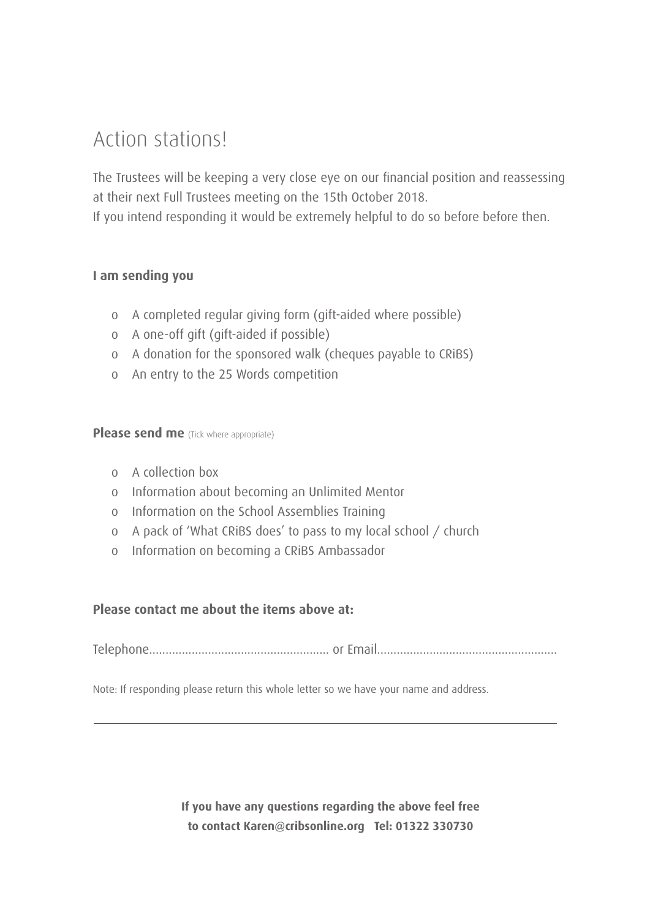# Action stations!

The Trustees will be keeping a very close eye on our financial position and reassessing at their next Full Trustees meeting on the 15th October 2018.
If you intend responding it would be extremely helpful to do so before before then.

**I am sending you**

- o A completed regular giving form (gift-aided where possible)
- o A one-off gift (gift-aided if possible)
- o A donation for the sponsored walk (cheques payable to CRiBS)
- o An entry to the 25 Words competition

**Please send me** (Tick where appropriate)

- o A collection box
- o Information about becoming an Unlimited Mentor
- o Information on the School Assemblies Training
- o A pack of 'What CRiBS does' to pass to my local school / church
- o Information on becoming a CRiBS Ambassador

**Please contact me about the items above at:**

Telephone...................................................... or Email......................................................

Note: If responding please return this whole letter so we have your name and address.

---

**If you have any questions regarding the above feel free to contact Karen@cribsonline.org Tel: 01322 330730**